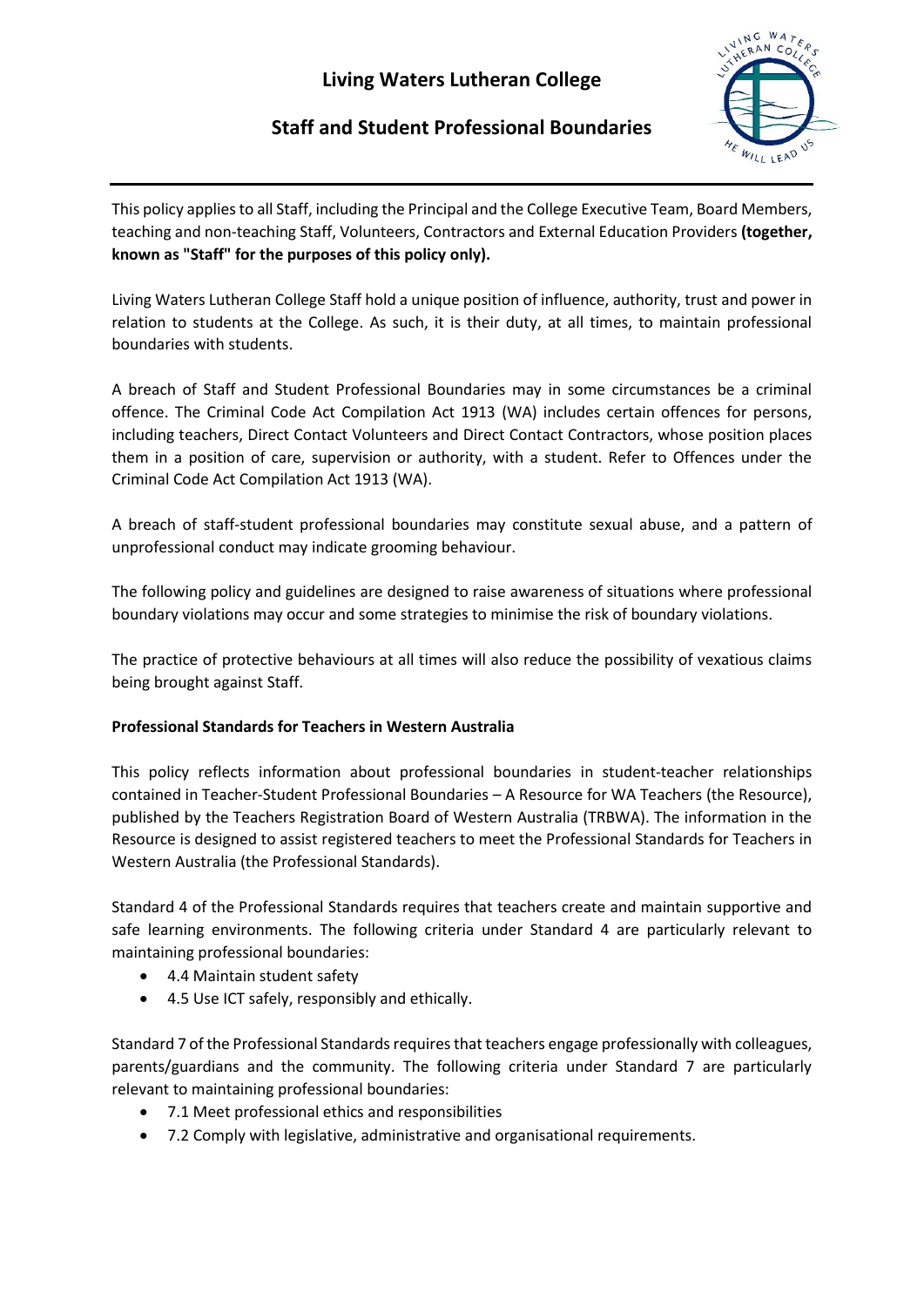# Living Waters Lutheran College

## Staff and Student Professional Boundaries

This policy applies to all Staff, including the Principal and the College Executive Team, Board Members, teaching and non-teaching Staff, Volunteers, Contractors and External Education Providers **(together, known as "Staff" for the purposes of this policy only).**

Living Waters Lutheran College Staff hold a unique position of influence, authority, trust and power in relation to students at the College. As such, it is their duty, at all times, to maintain professional boundaries with students.

A breach of Staff and Student Professional Boundaries may in some circumstances be a criminal offence. The Criminal Code Act Compilation Act 1913 (WA) includes certain offences for persons, including teachers, Direct Contact Volunteers and Direct Contact Contractors, whose position places them in a position of care, supervision or authority, with a student. Refer to Offences under the Criminal Code Act Compilation Act 1913 (WA).

A breach of staff-student professional boundaries may constitute sexual abuse, and a pattern of unprofessional conduct may indicate grooming behaviour.

The following policy and guidelines are designed to raise awareness of situations where professional boundary violations may occur and some strategies to minimise the risk of boundary violations.

The practice of protective behaviours at all times will also reduce the possibility of vexatious claims being brought against Staff.

**Professional Standards for Teachers in Western Australia**

This policy reflects information about professional boundaries in student-teacher relationships contained in Teacher-Student Professional Boundaries – A Resource for WA Teachers (the Resource), published by the Teachers Registration Board of Western Australia (TRBWA). The information in the Resource is designed to assist registered teachers to meet the Professional Standards for Teachers in Western Australia (the Professional Standards).

Standard 4 of the Professional Standards requires that teachers create and maintain supportive and safe learning environments. The following criteria under Standard 4 are particularly relevant to maintaining professional boundaries:

- 4.4 Maintain student safety
- 4.5 Use ICT safely, responsibly and ethically.

Standard 7 of the Professional Standards requires that teachers engage professionally with colleagues, parents/guardians and the community. The following criteria under Standard 7 are particularly relevant to maintaining professional boundaries:

- 7.1 Meet professional ethics and responsibilities
- 7.2 Comply with legislative, administrative and organisational requirements.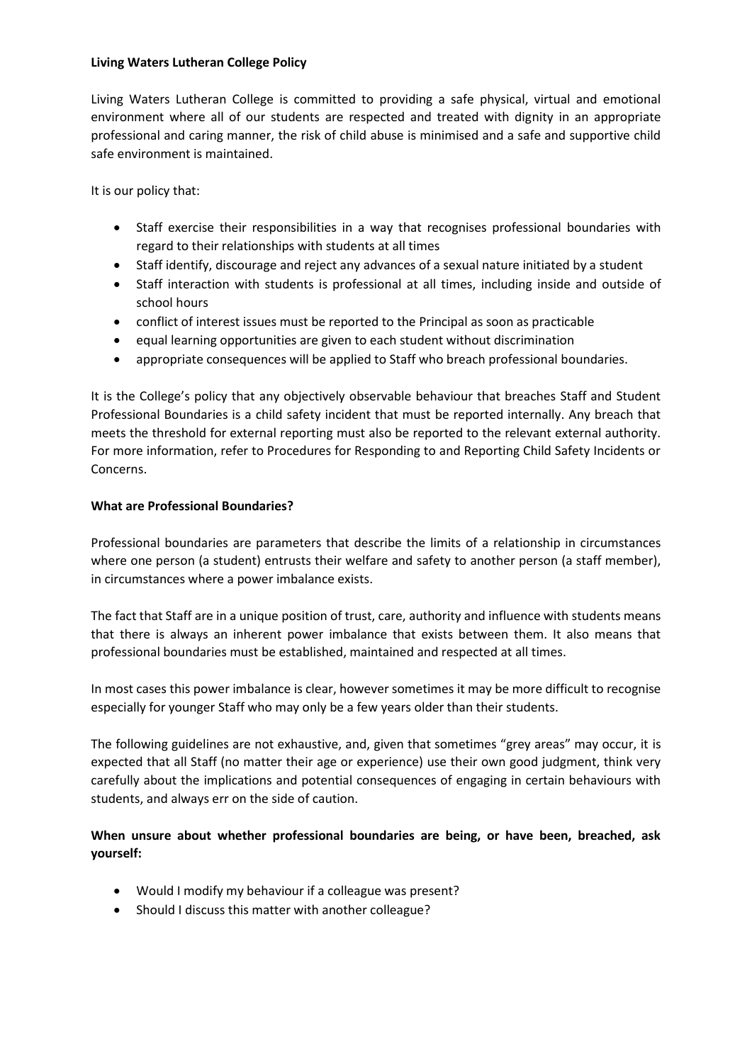**Living Waters Lutheran College Policy**

Living Waters Lutheran College is committed to providing a safe physical, virtual and emotional environment where all of our students are respected and treated with dignity in an appropriate professional and caring manner, the risk of child abuse is minimised and a safe and supportive child safe environment is maintained.

It is our policy that:

- Staff exercise their responsibilities in a way that recognises professional boundaries with regard to their relationships with students at all times
- Staff identify, discourage and reject any advances of a sexual nature initiated by a student
- Staff interaction with students is professional at all times, including inside and outside of school hours
- conflict of interest issues must be reported to the Principal as soon as practicable
- equal learning opportunities are given to each student without discrimination
- appropriate consequences will be applied to Staff who breach professional boundaries.

It is the College's policy that any objectively observable behaviour that breaches Staff and Student Professional Boundaries is a child safety incident that must be reported internally. Any breach that meets the threshold for external reporting must also be reported to the relevant external authority. For more information, refer to Procedures for Responding to and Reporting Child Safety Incidents or Concerns.

**What are Professional Boundaries?**

Professional boundaries are parameters that describe the limits of a relationship in circumstances where one person (a student) entrusts their welfare and safety to another person (a staff member), in circumstances where a power imbalance exists.

The fact that Staff are in a unique position of trust, care, authority and influence with students means that there is always an inherent power imbalance that exists between them. It also means that professional boundaries must be established, maintained and respected at all times.

In most cases this power imbalance is clear, however sometimes it may be more difficult to recognise especially for younger Staff who may only be a few years older than their students.

The following guidelines are not exhaustive, and, given that sometimes "grey areas" may occur, it is expected that all Staff (no matter their age or experience) use their own good judgment, think very carefully about the implications and potential consequences of engaging in certain behaviours with students, and always err on the side of caution.

**When unsure about whether professional boundaries are being, or have been, breached, ask yourself:**

- Would I modify my behaviour if a colleague was present?
- Should I discuss this matter with another colleague?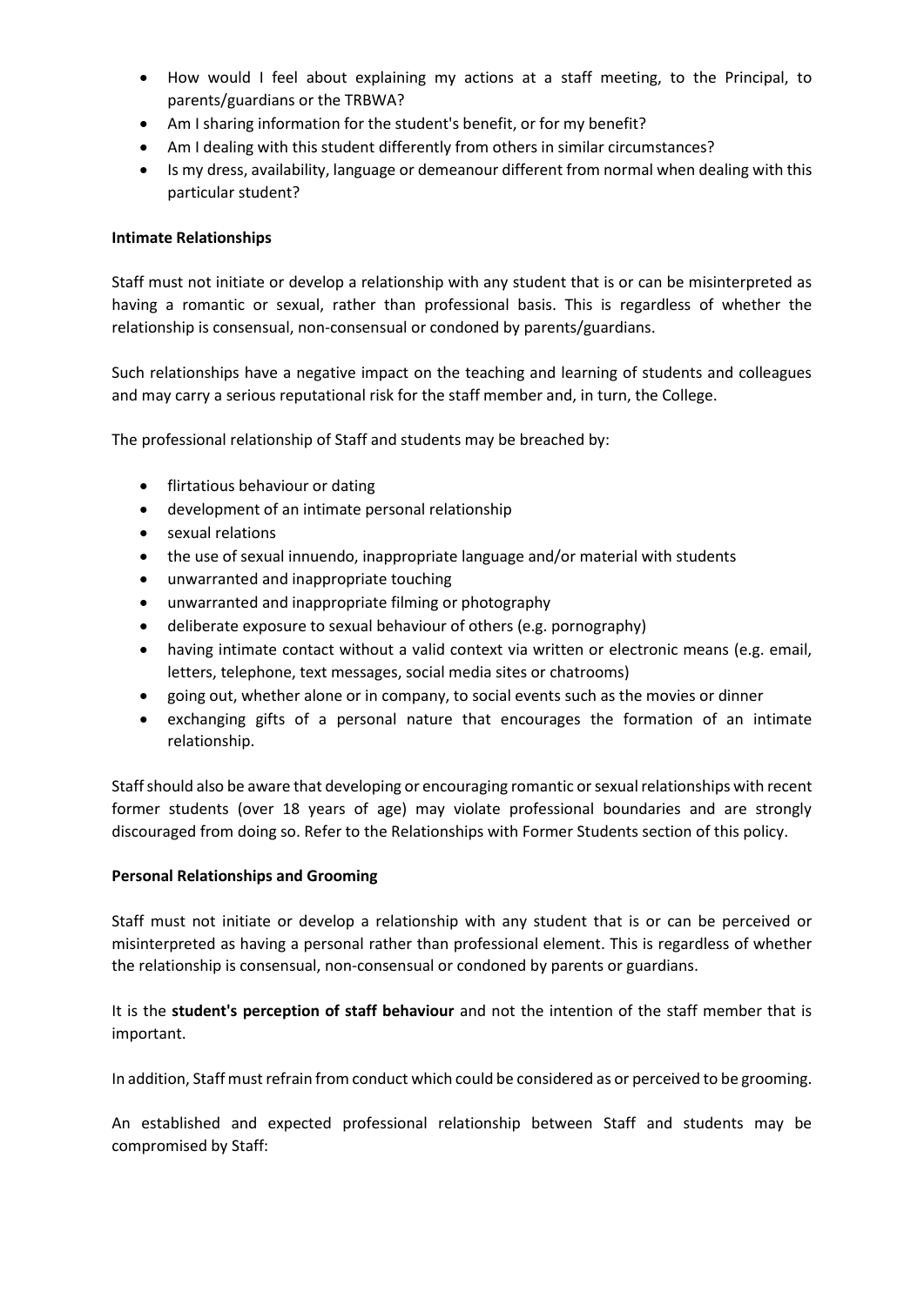- How would I feel about explaining my actions at a staff meeting, to the Principal, to parents/guardians or the TRBWA?
- Am I sharing information for the student's benefit, or for my benefit?
- Am I dealing with this student differently from others in similar circumstances?
- Is my dress, availability, language or demeanour different from normal when dealing with this particular student?

**Intimate Relationships**

Staff must not initiate or develop a relationship with any student that is or can be misinterpreted as having a romantic or sexual, rather than professional basis. This is regardless of whether the relationship is consensual, non-consensual or condoned by parents/guardians.

Such relationships have a negative impact on the teaching and learning of students and colleagues and may carry a serious reputational risk for the staff member and, in turn, the College.

The professional relationship of Staff and students may be breached by:

- flirtatious behaviour or dating
- development of an intimate personal relationship
- sexual relations
- the use of sexual innuendo, inappropriate language and/or material with students
- unwarranted and inappropriate touching
- unwarranted and inappropriate filming or photography
- deliberate exposure to sexual behaviour of others (e.g. pornography)
- having intimate contact without a valid context via written or electronic means (e.g. email, letters, telephone, text messages, social media sites or chatrooms)
- going out, whether alone or in company, to social events such as the movies or dinner
- exchanging gifts of a personal nature that encourages the formation of an intimate relationship.

Staff should also be aware that developing or encouraging romantic or sexual relationships with recent former students (over 18 years of age) may violate professional boundaries and are strongly discouraged from doing so. Refer to the Relationships with Former Students section of this policy.

**Personal Relationships and Grooming**

Staff must not initiate or develop a relationship with any student that is or can be perceived or misinterpreted as having a personal rather than professional element. This is regardless of whether the relationship is consensual, non-consensual or condoned by parents or guardians.

It is the **student's perception of staff behaviour** and not the intention of the staff member that is important.

In addition, Staff must refrain from conduct which could be considered as or perceived to be grooming.

An established and expected professional relationship between Staff and students may be compromised by Staff: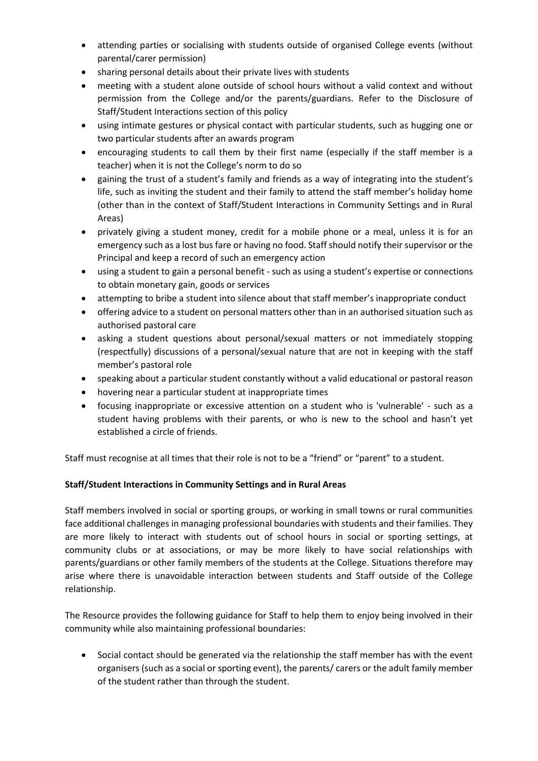- attending parties or socialising with students outside of organised College events (without parental/carer permission)
- sharing personal details about their private lives with students
- meeting with a student alone outside of school hours without a valid context and without permission from the College and/or the parents/guardians. Refer to the Disclosure of Staff/Student Interactions section of this policy
- using intimate gestures or physical contact with particular students, such as hugging one or two particular students after an awards program
- encouraging students to call them by their first name (especially if the staff member is a teacher) when it is not the College's norm to do so
- gaining the trust of a student's family and friends as a way of integrating into the student's life, such as inviting the student and their family to attend the staff member's holiday home (other than in the context of Staff/Student Interactions in Community Settings and in Rural Areas)
- privately giving a student money, credit for a mobile phone or a meal, unless it is for an emergency such as a lost bus fare or having no food. Staff should notify their supervisor or the Principal and keep a record of such an emergency action
- using a student to gain a personal benefit - such as using a student's expertise or connections to obtain monetary gain, goods or services
- attempting to bribe a student into silence about that staff member's inappropriate conduct
- offering advice to a student on personal matters other than in an authorised situation such as authorised pastoral care
- asking a student questions about personal/sexual matters or not immediately stopping (respectfully) discussions of a personal/sexual nature that are not in keeping with the staff member's pastoral role
- speaking about a particular student constantly without a valid educational or pastoral reason
- hovering near a particular student at inappropriate times
- focusing inappropriate or excessive attention on a student who is 'vulnerable' - such as a student having problems with their parents, or who is new to the school and hasn't yet established a circle of friends.

Staff must recognise at all times that their role is not to be a "friend" or "parent" to a student.

**Staff/Student Interactions in Community Settings and in Rural Areas**

Staff members involved in social or sporting groups, or working in small towns or rural communities face additional challenges in managing professional boundaries with students and their families. They are more likely to interact with students out of school hours in social or sporting settings, at community clubs or at associations, or may be more likely to have social relationships with parents/guardians or other family members of the students at the College. Situations therefore may arise where there is unavoidable interaction between students and Staff outside of the College relationship.

The Resource provides the following guidance for Staff to help them to enjoy being involved in their community while also maintaining professional boundaries:

- Social contact should be generated via the relationship the staff member has with the event organisers (such as a social or sporting event), the parents/ carers or the adult family member of the student rather than through the student.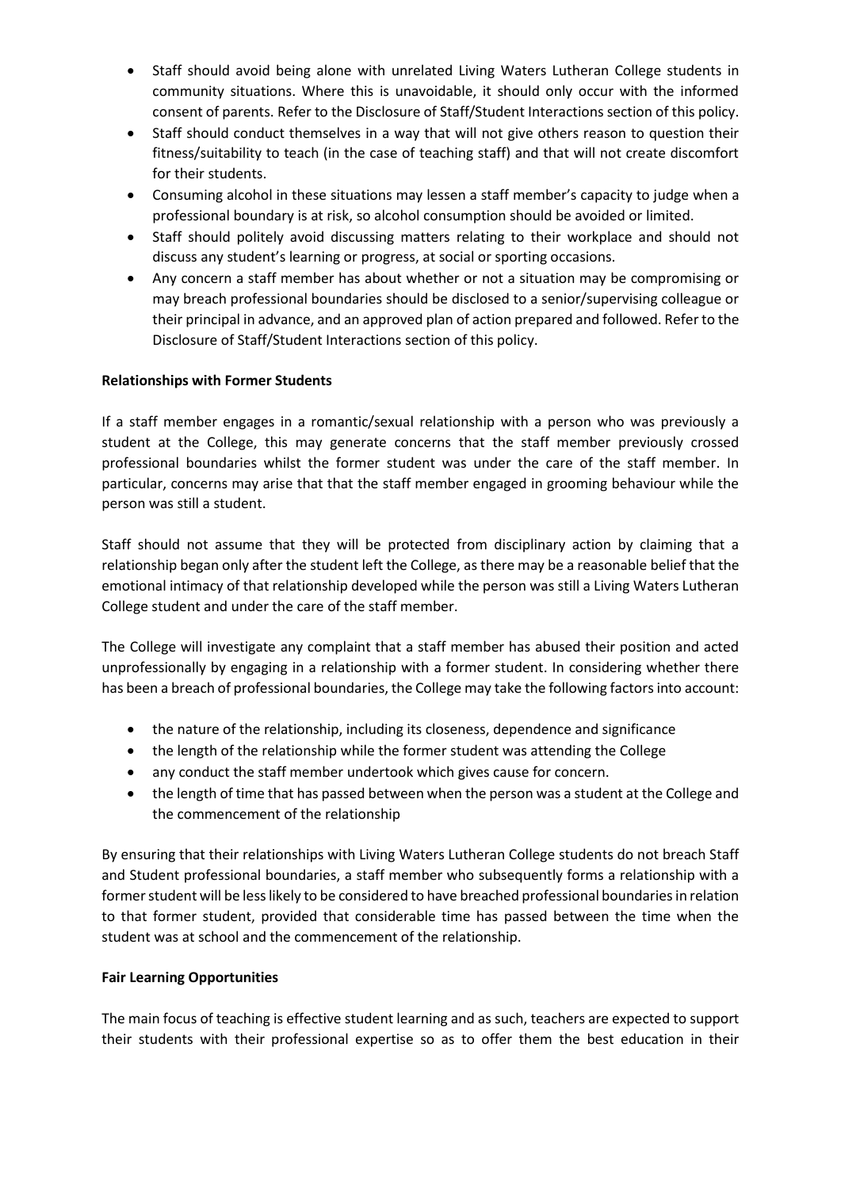- Staff should avoid being alone with unrelated Living Waters Lutheran College students in community situations. Where this is unavoidable, it should only occur with the informed consent of parents. Refer to the Disclosure of Staff/Student Interactions section of this policy.
- Staff should conduct themselves in a way that will not give others reason to question their fitness/suitability to teach (in the case of teaching staff) and that will not create discomfort for their students.
- Consuming alcohol in these situations may lessen a staff member's capacity to judge when a professional boundary is at risk, so alcohol consumption should be avoided or limited.
- Staff should politely avoid discussing matters relating to their workplace and should not discuss any student's learning or progress, at social or sporting occasions.
- Any concern a staff member has about whether or not a situation may be compromising or may breach professional boundaries should be disclosed to a senior/supervising colleague or their principal in advance, and an approved plan of action prepared and followed. Refer to the Disclosure of Staff/Student Interactions section of this policy.

**Relationships with Former Students**

If a staff member engages in a romantic/sexual relationship with a person who was previously a student at the College, this may generate concerns that the staff member previously crossed professional boundaries whilst the former student was under the care of the staff member. In particular, concerns may arise that that the staff member engaged in grooming behaviour while the person was still a student.

Staff should not assume that they will be protected from disciplinary action by claiming that a relationship began only after the student left the College, as there may be a reasonable belief that the emotional intimacy of that relationship developed while the person was still a Living Waters Lutheran College student and under the care of the staff member.

The College will investigate any complaint that a staff member has abused their position and acted unprofessionally by engaging in a relationship with a former student. In considering whether there has been a breach of professional boundaries, the College may take the following factors into account:

- the nature of the relationship, including its closeness, dependence and significance
- the length of the relationship while the former student was attending the College
- any conduct the staff member undertook which gives cause for concern.
- the length of time that has passed between when the person was a student at the College and the commencement of the relationship

By ensuring that their relationships with Living Waters Lutheran College students do not breach Staff and Student professional boundaries, a staff member who subsequently forms a relationship with a former student will be less likely to be considered to have breached professional boundaries in relation to that former student, provided that considerable time has passed between the time when the student was at school and the commencement of the relationship.

**Fair Learning Opportunities**

The main focus of teaching is effective student learning and as such, teachers are expected to support their students with their professional expertise so as to offer them the best education in their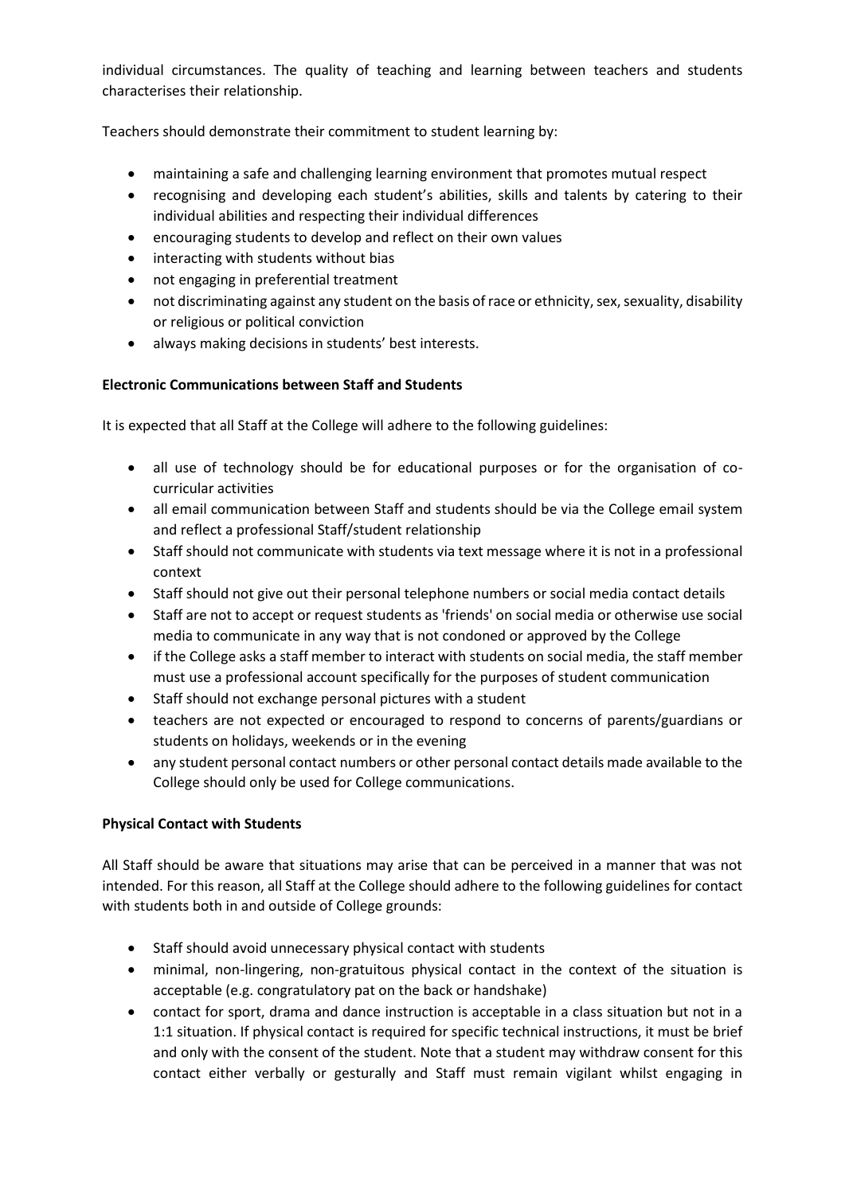individual circumstances. The quality of teaching and learning between teachers and students characterises their relationship.

Teachers should demonstrate their commitment to student learning by:

- maintaining a safe and challenging learning environment that promotes mutual respect
- recognising and developing each student's abilities, skills and talents by catering to their individual abilities and respecting their individual differences
- encouraging students to develop and reflect on their own values
- interacting with students without bias
- not engaging in preferential treatment
- not discriminating against any student on the basis of race or ethnicity, sex, sexuality, disability or religious or political conviction
- always making decisions in students' best interests.

**Electronic Communications between Staff and Students**

It is expected that all Staff at the College will adhere to the following guidelines:

- all use of technology should be for educational purposes or for the organisation of co-curricular activities
- all email communication between Staff and students should be via the College email system and reflect a professional Staff/student relationship
- Staff should not communicate with students via text message where it is not in a professional context
- Staff should not give out their personal telephone numbers or social media contact details
- Staff are not to accept or request students as 'friends' on social media or otherwise use social media to communicate in any way that is not condoned or approved by the College
- if the College asks a staff member to interact with students on social media, the staff member must use a professional account specifically for the purposes of student communication
- Staff should not exchange personal pictures with a student
- teachers are not expected or encouraged to respond to concerns of parents/guardians or students on holidays, weekends or in the evening
- any student personal contact numbers or other personal contact details made available to the College should only be used for College communications.

**Physical Contact with Students**

All Staff should be aware that situations may arise that can be perceived in a manner that was not intended. For this reason, all Staff at the College should adhere to the following guidelines for contact with students both in and outside of College grounds:

- Staff should avoid unnecessary physical contact with students
- minimal, non-lingering, non-gratuitous physical contact in the context of the situation is acceptable (e.g. congratulatory pat on the back or handshake)
- contact for sport, drama and dance instruction is acceptable in a class situation but not in a 1:1 situation. If physical contact is required for specific technical instructions, it must be brief and only with the consent of the student. Note that a student may withdraw consent for this contact either verbally or gesturally and Staff must remain vigilant whilst engaging in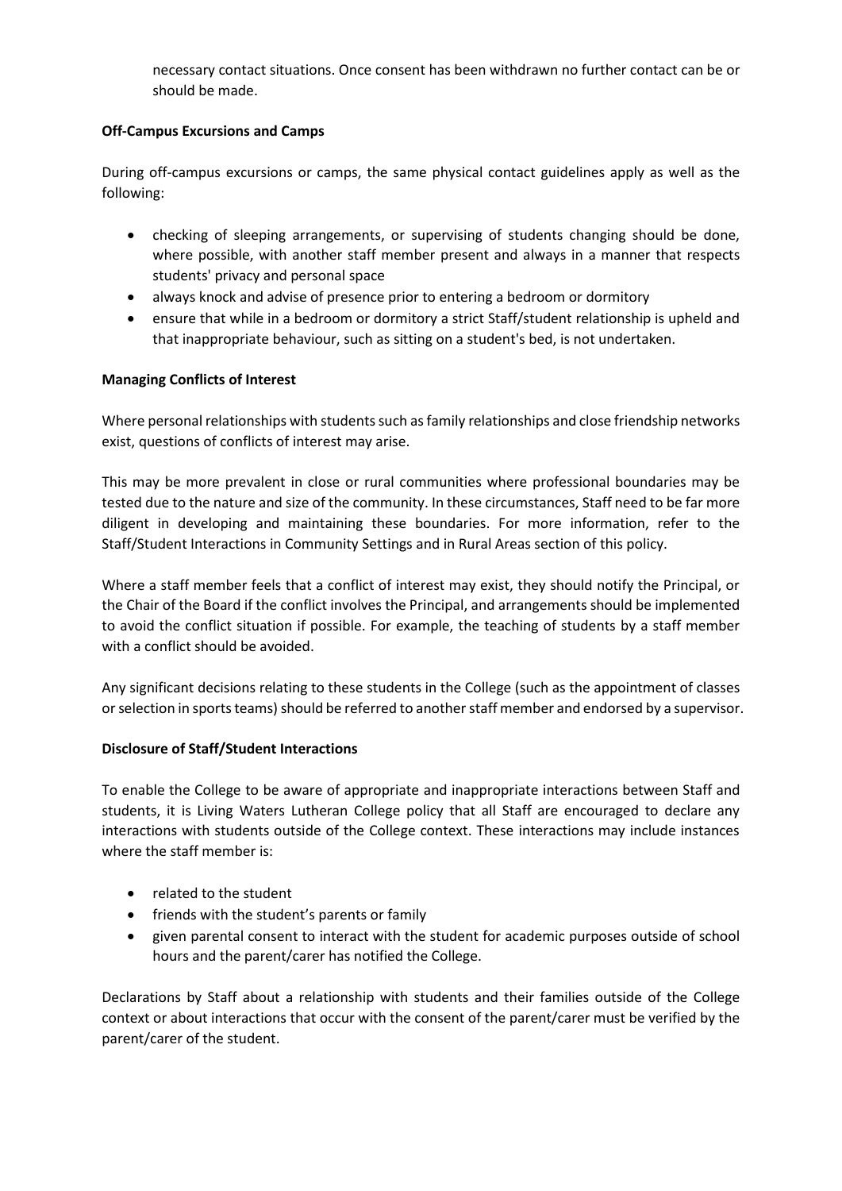necessary contact situations. Once consent has been withdrawn no further contact can be or should be made.

**Off-Campus Excursions and Camps**

During off-campus excursions or camps, the same physical contact guidelines apply as well as the following:

- checking of sleeping arrangements, or supervising of students changing should be done, where possible, with another staff member present and always in a manner that respects students' privacy and personal space
- always knock and advise of presence prior to entering a bedroom or dormitory
- ensure that while in a bedroom or dormitory a strict Staff/student relationship is upheld and that inappropriate behaviour, such as sitting on a student's bed, is not undertaken.

**Managing Conflicts of Interest**

Where personal relationships with students such as family relationships and close friendship networks exist, questions of conflicts of interest may arise.

This may be more prevalent in close or rural communities where professional boundaries may be tested due to the nature and size of the community. In these circumstances, Staff need to be far more diligent in developing and maintaining these boundaries. For more information, refer to the Staff/Student Interactions in Community Settings and in Rural Areas section of this policy.

Where a staff member feels that a conflict of interest may exist, they should notify the Principal, or the Chair of the Board if the conflict involves the Principal, and arrangements should be implemented to avoid the conflict situation if possible. For example, the teaching of students by a staff member with a conflict should be avoided.

Any significant decisions relating to these students in the College (such as the appointment of classes or selection in sports teams) should be referred to another staff member and endorsed by a supervisor.

**Disclosure of Staff/Student Interactions**

To enable the College to be aware of appropriate and inappropriate interactions between Staff and students, it is Living Waters Lutheran College policy that all Staff are encouraged to declare any interactions with students outside of the College context. These interactions may include instances where the staff member is:

- related to the student
- friends with the student's parents or family
- given parental consent to interact with the student for academic purposes outside of school hours and the parent/carer has notified the College.

Declarations by Staff about a relationship with students and their families outside of the College context or about interactions that occur with the consent of the parent/carer must be verified by the parent/carer of the student.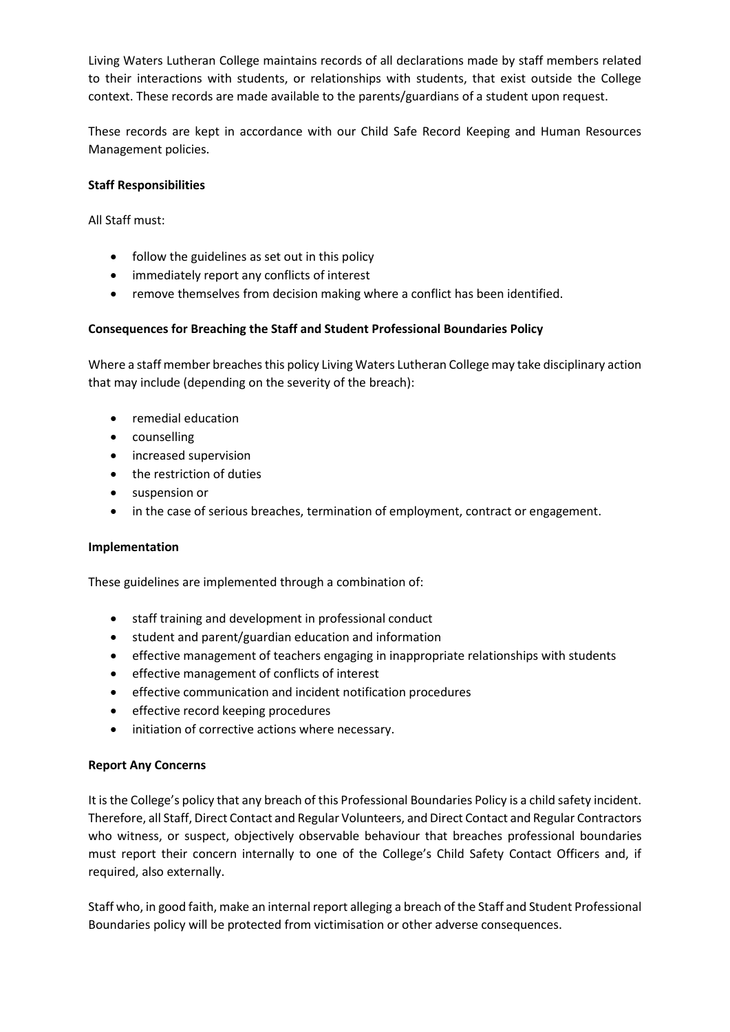Living Waters Lutheran College maintains records of all declarations made by staff members related to their interactions with students, or relationships with students, that exist outside the College context. These records are made available to the parents/guardians of a student upon request.

These records are kept in accordance with our Child Safe Record Keeping and Human Resources Management policies.

**Staff Responsibilities**

All Staff must:

- follow the guidelines as set out in this policy
- immediately report any conflicts of interest
- remove themselves from decision making where a conflict has been identified.

**Consequences for Breaching the Staff and Student Professional Boundaries Policy**

Where a staff member breaches this policy Living Waters Lutheran College may take disciplinary action that may include (depending on the severity of the breach):

- remedial education
- counselling
- increased supervision
- the restriction of duties
- suspension or
- in the case of serious breaches, termination of employment, contract or engagement.

**Implementation**

These guidelines are implemented through a combination of:

- staff training and development in professional conduct
- student and parent/guardian education and information
- effective management of teachers engaging in inappropriate relationships with students
- effective management of conflicts of interest
- effective communication and incident notification procedures
- effective record keeping procedures
- initiation of corrective actions where necessary.

**Report Any Concerns**

It is the College's policy that any breach of this Professional Boundaries Policy is a child safety incident. Therefore, all Staff, Direct Contact and Regular Volunteers, and Direct Contact and Regular Contractors who witness, or suspect, objectively observable behaviour that breaches professional boundaries must report their concern internally to one of the College's Child Safety Contact Officers and, if required, also externally.

Staff who, in good faith, make an internal report alleging a breach of the Staff and Student Professional Boundaries policy will be protected from victimisation or other adverse consequences.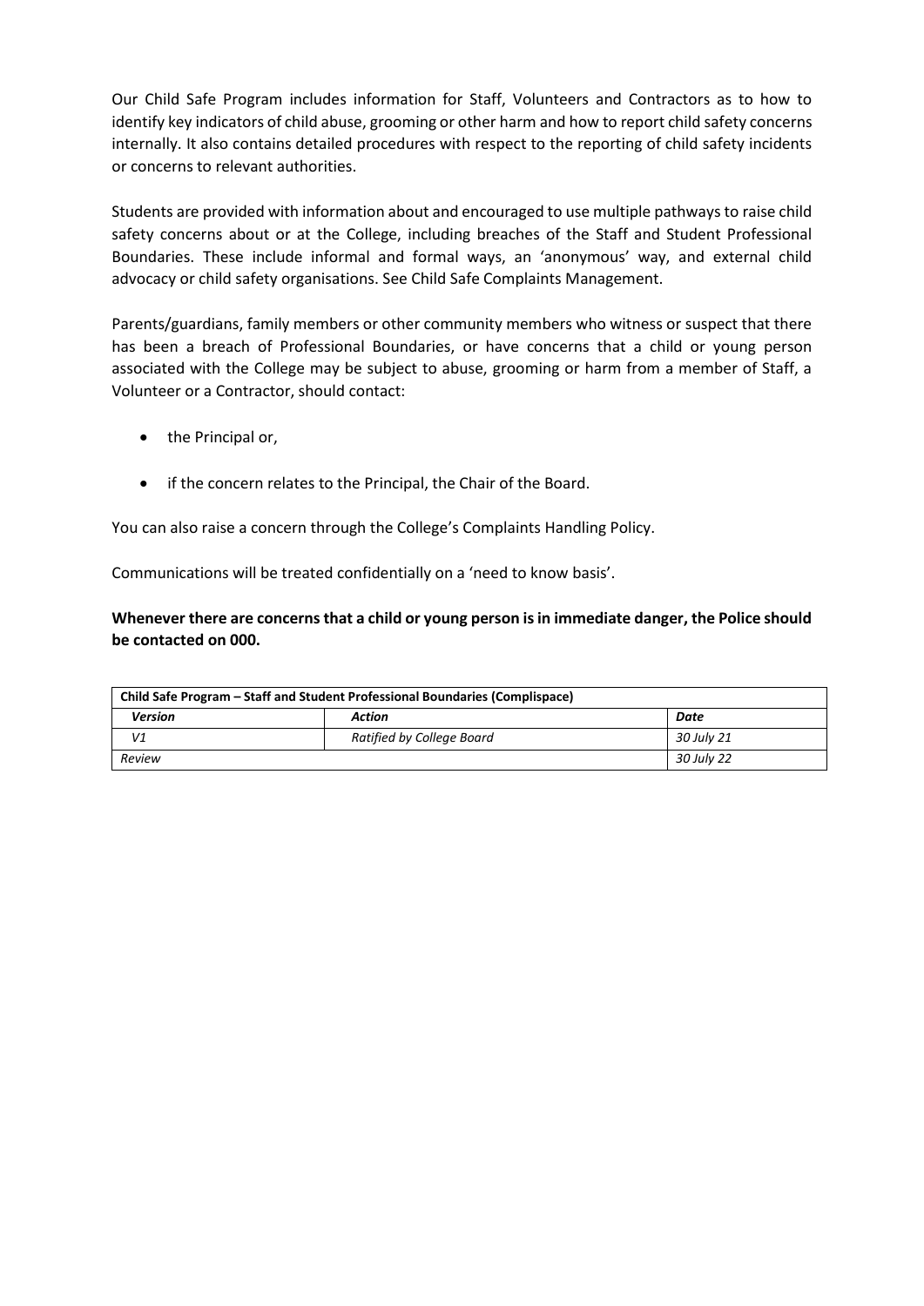Our Child Safe Program includes information for Staff, Volunteers and Contractors as to how to identify key indicators of child abuse, grooming or other harm and how to report child safety concerns internally. It also contains detailed procedures with respect to the reporting of child safety incidents or concerns to relevant authorities.

Students are provided with information about and encouraged to use multiple pathways to raise child safety concerns about or at the College, including breaches of the Staff and Student Professional Boundaries. These include informal and formal ways, an 'anonymous' way, and external child advocacy or child safety organisations. See Child Safe Complaints Management.

Parents/guardians, family members or other community members who witness or suspect that there has been a breach of Professional Boundaries, or have concerns that a child or young person associated with the College may be subject to abuse, grooming or harm from a member of Staff, a Volunteer or a Contractor, should contact:

- the Principal or,
- if the concern relates to the Principal, the Chair of the Board.

You can also raise a concern through the College's Complaints Handling Policy.

Communications will be treated confidentially on a 'need to know basis'.

**Whenever there are concerns that a child or young person is in immediate danger, the Police should be contacted on 000.**

| **Child Safe Program – Staff and Student Professional Boundaries (Complispace)** | | |
|---|---|---|
| ***Version*** | ***Action*** | ***Date*** |
| *V1* | *Ratified by College Board* | *30 July 21* |
| *Review* | | *30 July 22* |